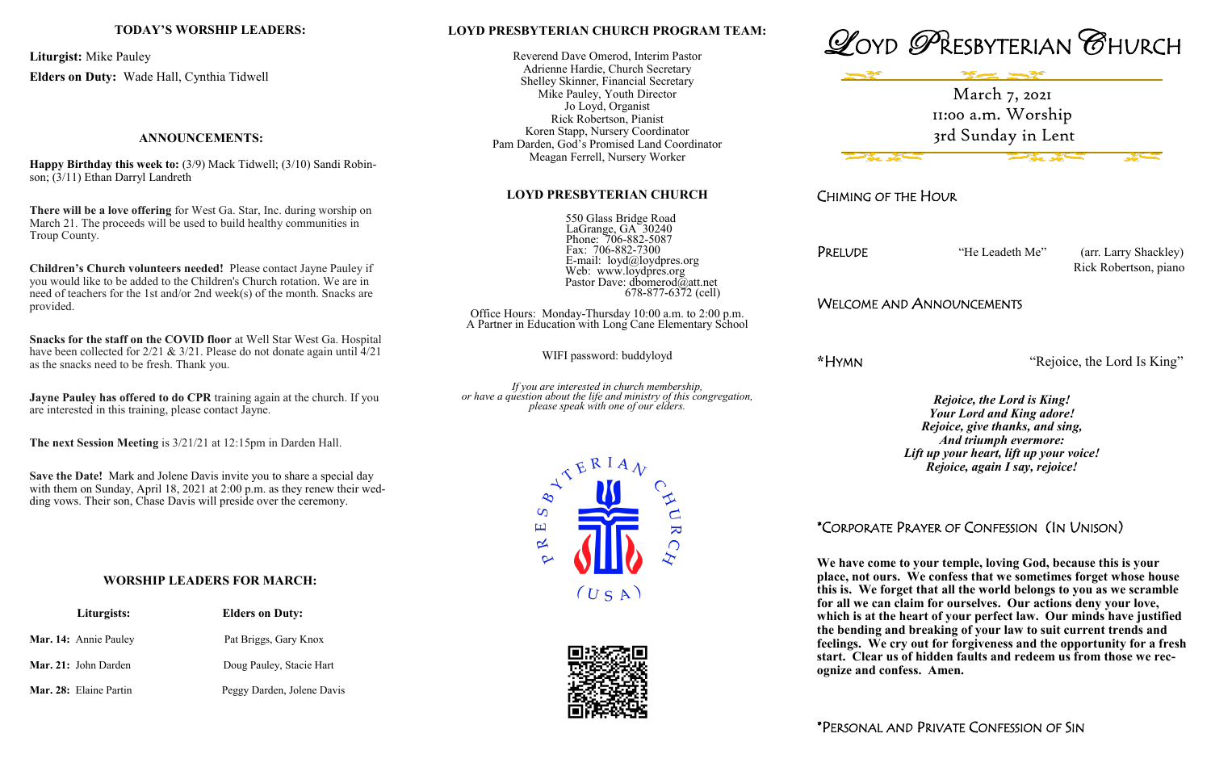## TODAY'S WORSHIP LEADERS:

**Liturgist:** Mike Pauley

**Elders on Duty:** Wade Hall, Cynthia Tidwell

## ANNOUNCEMENTS:

**Happy Birthday this week to:** (3/9) Mack Tidwell; (3/10) Sandi Robinson; (3/11) Ethan Darryl Landreth

**There will be a love offering** for West Ga. Star, Inc. during worship on March 21. The proceeds will be used to build healthy communities in Troup County.

**Children's Church volunteers needed!** Please contact Jayne Pauley if you would like to be added to the Children's Church rotation. We are in need of teachers for the 1st and/or 2nd week(s) of the month. Snacks are provided.

**Snacks for the staff on the COVID floor** at Well Star West Ga. Hospital have been collected for 2/21 & 3/21. Please do not donate again until 4/21 as the snacks need to be fresh. Thank you.

**Jayne Pauley has offered to do CPR** training again at the church. If you are interested in this training, please contact Jayne.

**The next Session Meeting** is 3/21/21 at 12:15pm in Darden Hall.

**Save the Date!** Mark and Jolene Davis invite you to share a special day with them on Sunday, April 18, 2021 at 2:00 p.m. as they renew their wedding vows. Their son, Chase Davis will preside over the ceremony.

## WORSHIP LEADERS FOR MARCH:

| Liturgists: | Elders on Duty: |
|---|---|
| **Mar. 14:** Annie Pauley | Pat Briggs, Gary Knox |
| **Mar. 21:** John Darden | Doug Pauley, Stacie Hart |
| **Mar. 28:** Elaine Partin | Peggy Darden, Jolene Davis |

## LOYD PRESBYTERIAN CHURCH PROGRAM TEAM:

Reverend Dave Omerod, Interim Pastor
Adrienne Hardie, Church Secretary
Shelley Skinner, Financial Secretary
Mike Pauley, Youth Director
Jo Loyd, Organist
Rick Robertson, Pianist
Koren Stapp, Nursery Coordinator
Pam Darden, God's Promised Land Coordinator
Meagan Ferrell, Nursery Worker

## LOYD PRESBYTERIAN CHURCH

550 Glass Bridge Road
LaGrange, GA 30240
Phone: 706-882-5087
Fax: 706-882-7300
E-mail: loyd@loydpres.org
Web: www.loydpres.org
Pastor Dave: dbomerod@att.net
678-877-6372 (cell)

Office Hours: Monday-Thursday 10:00 a.m. to 2:00 p.m.
A Partner in Education with Long Cane Elementary School

WIFI password: buddyloyd

*If you are interested in church membership, or have a question about the life and ministry of this congregation, please speak with one of our elders.*

# LOYD PRESBYTERIAN CHURCH

March 7, 2021
11:00 a.m. Worship
3rd Sunday in Lent

### CHIMING OF THE HOUR

### PRELUDE

"He Leadeth Me" (arr. Larry Shackley)
Rick Robertson, piano

### WELCOME AND ANNOUNCEMENTS

### *HYMN

"Rejoice, the Lord Is King"

***Rejoice, the Lord is King!***
***Your Lord and King adore!***
***Rejoice, give thanks, and sing,***
***And triumph evermore:***
***Lift up your heart, lift up your voice!***
***Rejoice, again I say, rejoice!***

### *CORPORATE PRAYER OF CONFESSION (IN UNISON)

**We have come to your temple, loving God, because this is your place, not ours. We confess that we sometimes forget whose house this is. We forget that all the world belongs to you as we scramble for all we can claim for ourselves. Our actions deny your love, which is at the heart of your perfect law. Our minds have justified the bending and breaking of your law to suit current trends and feelings. We cry out for forgiveness and the opportunity for a fresh start. Clear us of hidden faults and redeem us from those we recognize and confess. Amen.**

### *PERSONAL AND PRIVATE CONFESSION OF SIN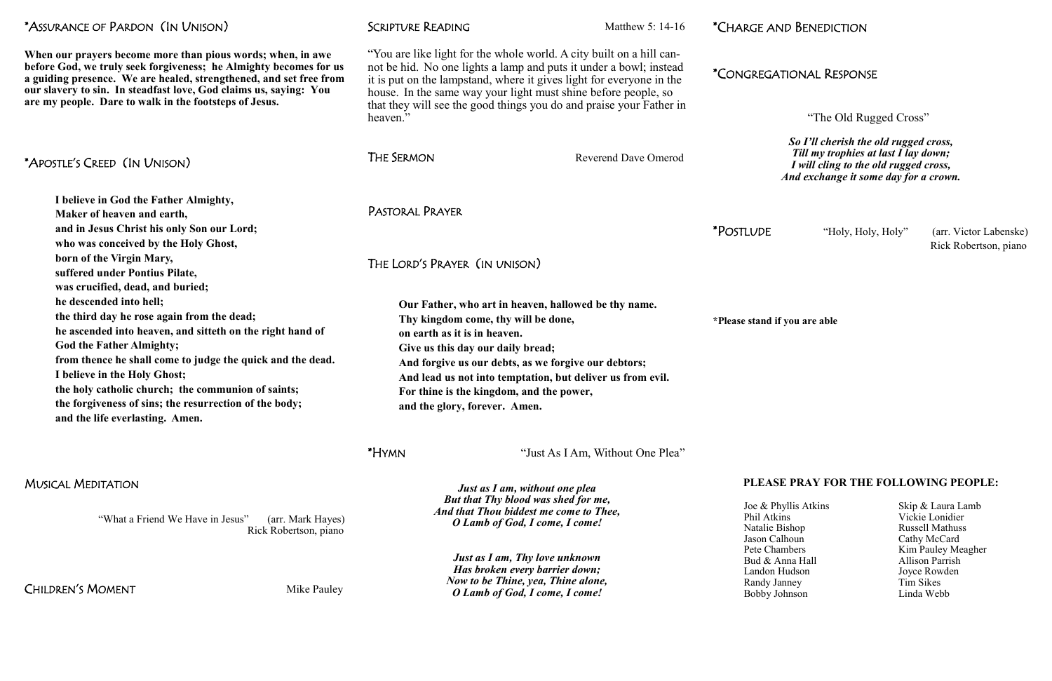## *ASSURANCE OF PARDON (IN UNISON)

**When our prayers become more than pious words; when, in awe before God, we truly seek forgiveness; he Almighty becomes for us a guiding presence. We are healed, strengthened, and set free from our slavery to sin. In steadfast love, God claims us, saying: You are my people. Dare to walk in the footsteps of Jesus.**

## *APOSTLE'S CREED (IN UNISON)

**I believe in God the Father Almighty,**
**Maker of heaven and earth,**
**and in Jesus Christ his only Son our Lord;**
**who was conceived by the Holy Ghost,**
**born of the Virgin Mary,**
**suffered under Pontius Pilate,**
**was crucified, dead, and buried;**
**he descended into hell;**
**the third day he rose again from the dead;**
**he ascended into heaven, and sitteth on the right hand of God the Father Almighty;**
**from thence he shall come to judge the quick and the dead.**
**I believe in the Holy Ghost;**
**the holy catholic church; the communion of saints;**
**the forgiveness of sins; the resurrection of the body;**
**and the life everlasting. Amen.**

## MUSICAL MEDITATION

"What a Friend We Have in Jesus" (arr. Mark Hayes)
Rick Robertson, piano

## CHILDREN'S MOMENT

Mike Pauley

## SCRIPTURE READING

Matthew 5: 14-16

"You are like light for the whole world. A city built on a hill cannot be hid. No one lights a lamp and puts it under a bowl; instead it is put on the lampstand, where it gives light for everyone in the house. In the same way your light must shine before people, so that they will see the good things you do and praise your Father in heaven."

## THE SERMON

Reverend Dave Omerod

## PASTORAL PRAYER

## THE LORD'S PRAYER (IN UNISON)

**Our Father, who art in heaven, hallowed be thy name.**
**Thy kingdom come, thy will be done,**
**on earth as it is in heaven.**
**Give us this day our daily bread;**
**And forgive us our debts, as we forgive our debtors;**
**And lead us not into temptation, but deliver us from evil.**
**For thine is the kingdom, and the power,**
**and the glory, forever. Amen.**

## *HYMN

"Just As I Am, Without One Plea"

***Just as I am, without one plea***
***But that Thy blood was shed for me,***
***And that Thou biddest me come to Thee,***
***O Lamb of God, I come, I come!***

***Just as I am, Thy love unknown***
***Has broken every barrier down;***
***Now to be Thine, yea, Thine alone,***
***O Lamb of God, I come, I come!***

## *CHARGE AND BENEDICTION

## *CONGREGATIONAL RESPONSE

"The Old Rugged Cross"

***So I'll cherish the old rugged cross,***
***Till my trophies at last I lay down;***
***I will cling to the old rugged cross,***
***And exchange it some day for a crown.***

## *POSTLUDE

"Holy, Holy, Holy" (arr. Victor Labenske)
Rick Robertson, piano

**\*Please stand if you are able**

**PLEASE PRAY FOR THE FOLLOWING PEOPLE:**

| | |
|---|---|
| Joe & Phyllis Atkins | Skip & Laura Lamb |
| Phil Atkins | Vickie Lonidier |
| Natalie Bishop | Russell Mathuss |
| Jason Calhoun | Cathy McCard |
| Pete Chambers | Kim Pauley Meagher |
| Bud & Anna Hall | Allison Parrish |
| Landon Hudson | Joyce Rowden |
| Randy Janney | Tim Sikes |
| Bobby Johnson | Linda Webb |